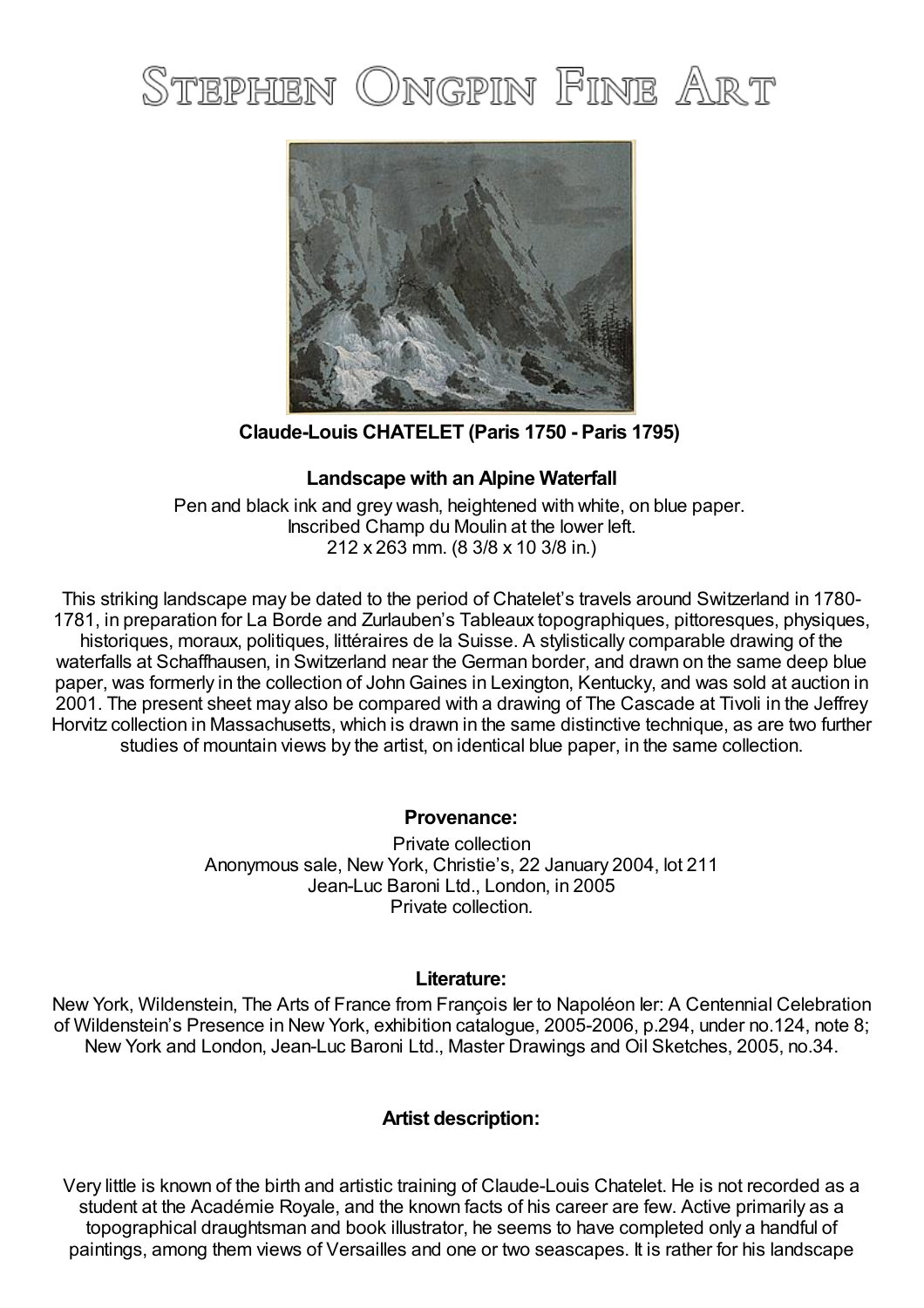# Stephen Ongpin Fine Art

**Claude-Louis CHATELET (Paris 1750 - Paris 1795)**

**Landscape with an Alpine Waterfall**

Pen and black ink and grey wash, heightened with white, on blue paper.
Inscribed Champ du Moulin at the lower left.
212 x 263 mm. (8 3/8 x 10 3/8 in.)

This striking landscape may be dated to the period of Chatelet's travels around Switzerland in 1780-1781, in preparation for La Borde and Zurlauben's Tableaux topographiques, pittoresques, physiques, historiques, moraux, politiques, littéraires de la Suisse. A stylistically comparable drawing of the waterfalls at Schaffhausen, in Switzerland near the German border, and drawn on the same deep blue paper, was formerly in the collection of John Gaines in Lexington, Kentucky, and was sold at auction in 2001. The present sheet may also be compared with a drawing of The Cascade at Tivoli in the Jeffrey Horvitz collection in Massachusetts, which is drawn in the same distinctive technique, as are two further studies of mountain views by the artist, on identical blue paper, in the same collection.

**Provenance:**

Private collection
Anonymous sale, New York, Christie's, 22 January 2004, lot 211
Jean-Luc Baroni Ltd., London, in 2005
Private collection.

**Literature:**

New York, Wildenstein, The Arts of France from François Ier to Napoléon Ier: A Centennial Celebration of Wildenstein's Presence in New York, exhibition catalogue, 2005-2006, p.294, under no.124, note 8; New York and London, Jean-Luc Baroni Ltd., Master Drawings and Oil Sketches, 2005, no.34.

**Artist description:**

Very little is known of the birth and artistic training of Claude-Louis Chatelet. He is not recorded as a student at the Académie Royale, and the known facts of his career are few. Active primarily as a topographical draughtsman and book illustrator, he seems to have completed only a handful of paintings, among them views of Versailles and one or two seascapes. It is rather for his landscape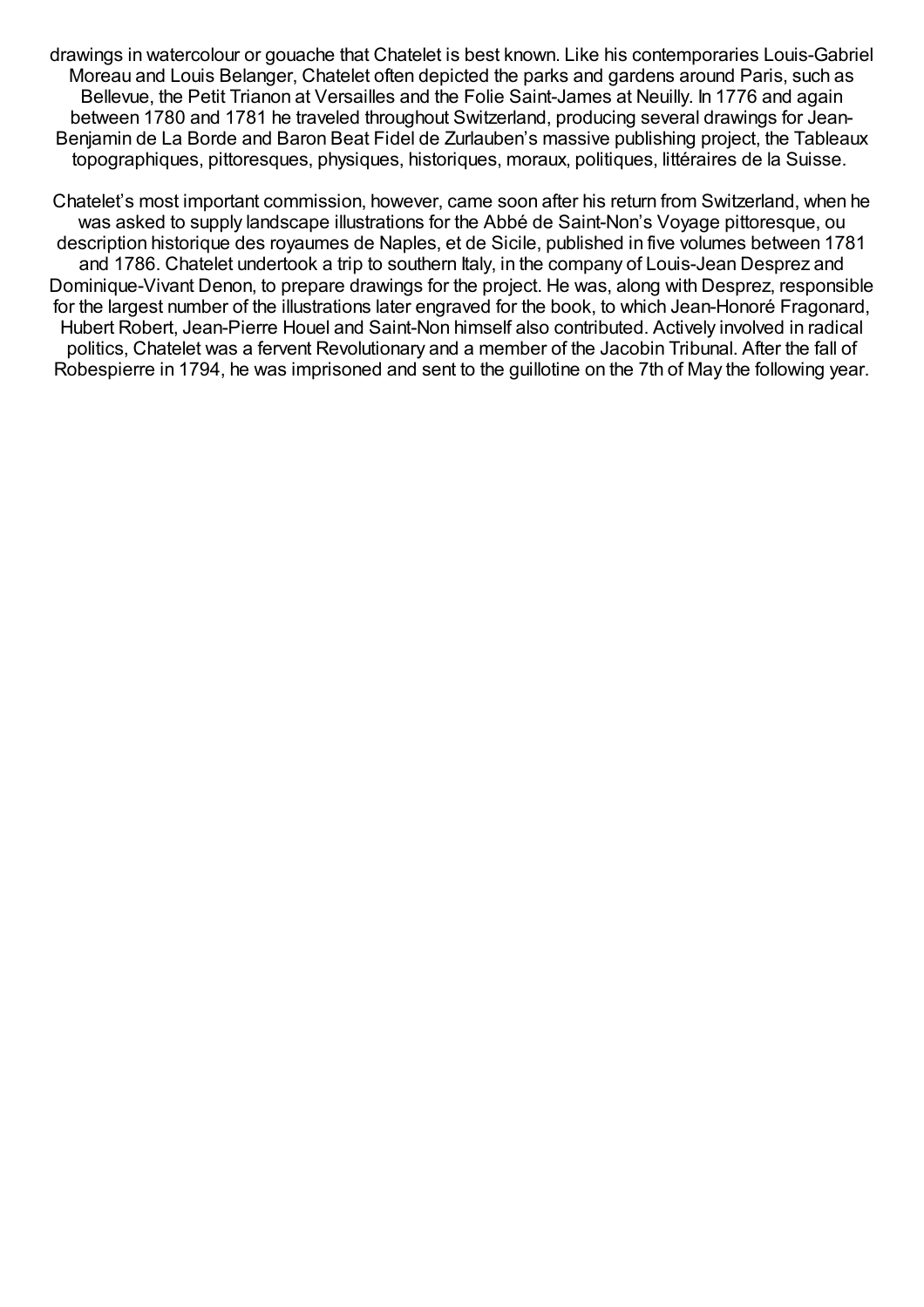drawings in watercolour or gouache that Chatelet is best known. Like his contemporaries Louis-Gabriel Moreau and Louis Belanger, Chatelet often depicted the parks and gardens around Paris, such as Bellevue, the Petit Trianon at Versailles and the Folie Saint-James at Neuilly. In 1776 and again between 1780 and 1781 he traveled throughout Switzerland, producing several drawings for Jean-Benjamin de La Borde and Baron Beat Fidel de Zurlauben's massive publishing project, the Tableaux topographiques, pittoresques, physiques, historiques, moraux, politiques, littéraires de la Suisse.

Chatelet's most important commission, however, came soon after his return from Switzerland, when he was asked to supply landscape illustrations for the Abbé de Saint-Non's Voyage pittoresque, ou description historique des royaumes de Naples, et de Sicile, published in five volumes between 1781 and 1786. Chatelet undertook a trip to southern Italy, in the company of Louis-Jean Desprez and Dominique-Vivant Denon, to prepare drawings for the project. He was, along with Desprez, responsible for the largest number of the illustrations later engraved for the book, to which Jean-Honoré Fragonard, Hubert Robert, Jean-Pierre Houel and Saint-Non himself also contributed. Actively involved in radical politics, Chatelet was a fervent Revolutionary and a member of the Jacobin Tribunal. After the fall of Robespierre in 1794, he was imprisoned and sent to the guillotine on the 7th of May the following year.